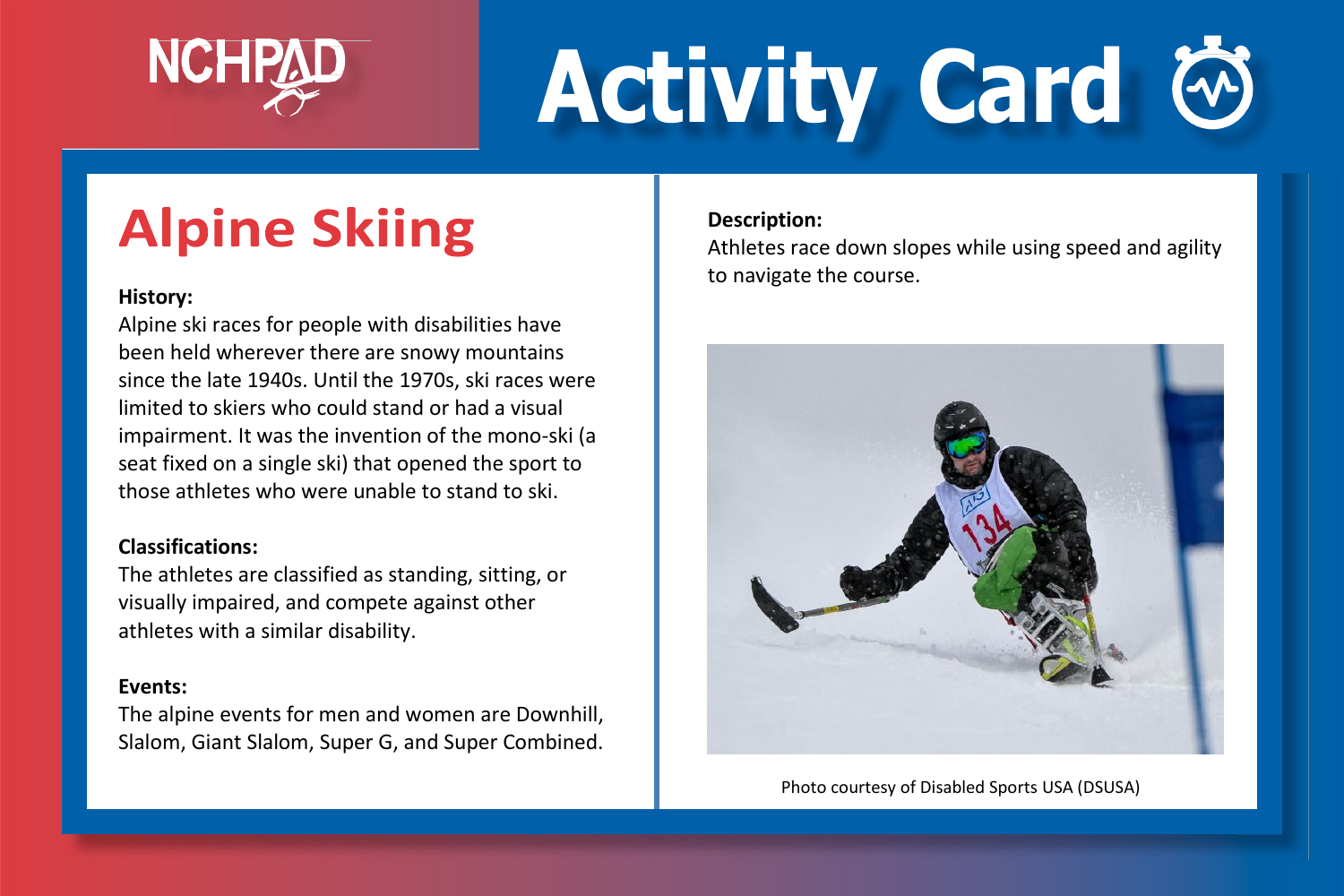NCHPAD

# Activity Card

## Alpine Skiing

**History:**
Alpine ski races for people with disabilities have been held wherever there are snowy mountains since the late 1940s. Until the 1970s, ski races were limited to skiers who could stand or had a visual impairment. It was the invention of the mono-ski (a seat fixed on a single ski) that opened the sport to those athletes who were unable to stand to ski.

**Classifications:**
The athletes are classified as standing, sitting, or visually impaired, and compete against other athletes with a similar disability.

**Events:**
The alpine events for men and women are Downhill, Slalom, Giant Slalom, Super G, and Super Combined.

**Description:**
Athletes race down slopes while using speed and agility to navigate the course.

Photo courtesy of Disabled Sports USA (DSUSA)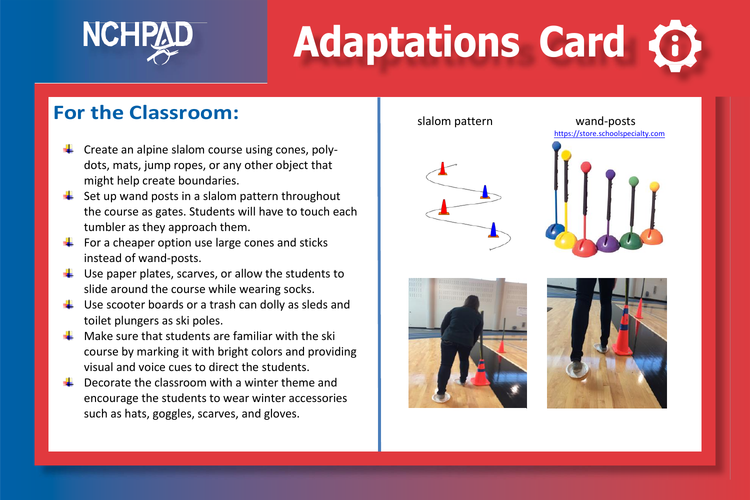# Adaptations Card

## For the Classroom:

- Create an alpine slalom course using cones, poly-dots, mats, jump ropes, or any other object that might help create boundaries.
- Set up wand posts in a slalom pattern throughout the course as gates. Students will have to touch each tumbler as they approach them.
- For a cheaper option use large cones and sticks instead of wand-posts.
- Use paper plates, scarves, or allow the students to slide around the course while wearing socks.
- Use scooter boards or a trash can dolly as sleds and toilet plungers as ski poles.
- Make sure that students are familiar with the ski course by marking it with bright colors and providing visual and voice cues to direct the students.
- Decorate the classroom with a winter theme and encourage the students to wear winter accessories such as hats, goggles, scarves, and gloves.

slalom pattern

wand-posts

https://store.schoolspecialty.com